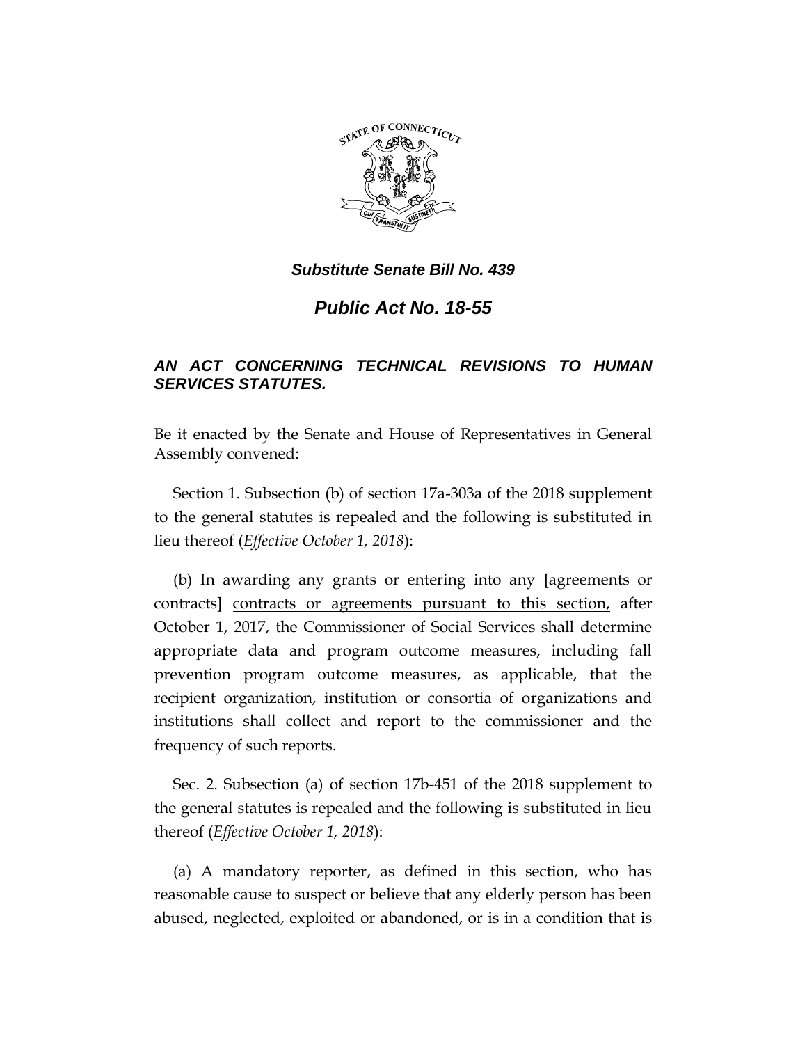***Substitute Senate Bill No. 439***

# ***Public Act No. 18-55***

***AN ACT CONCERNING TECHNICAL REVISIONS TO HUMAN SERVICES STATUTES.***

Be it enacted by the Senate and House of Representatives in General Assembly convened:

Section 1. Subsection (b) of section 17a-303a of the 2018 supplement to the general statutes is repealed and the following is substituted in lieu thereof (*Effective October 1, 2018*):

(b) In awarding any grants or entering into any **[**agreements or contracts**]** <u>contracts or agreements pursuant to this section,</u> after October 1, 2017, the Commissioner of Social Services shall determine appropriate data and program outcome measures, including fall prevention program outcome measures, as applicable, that the recipient organization, institution or consortia of organizations and institutions shall collect and report to the commissioner and the frequency of such reports.

Sec. 2. Subsection (a) of section 17b-451 of the 2018 supplement to the general statutes is repealed and the following is substituted in lieu thereof (*Effective October 1, 2018*):

(a) A mandatory reporter, as defined in this section, who has reasonable cause to suspect or believe that any elderly person has been abused, neglected, exploited or abandoned, or is in a condition that is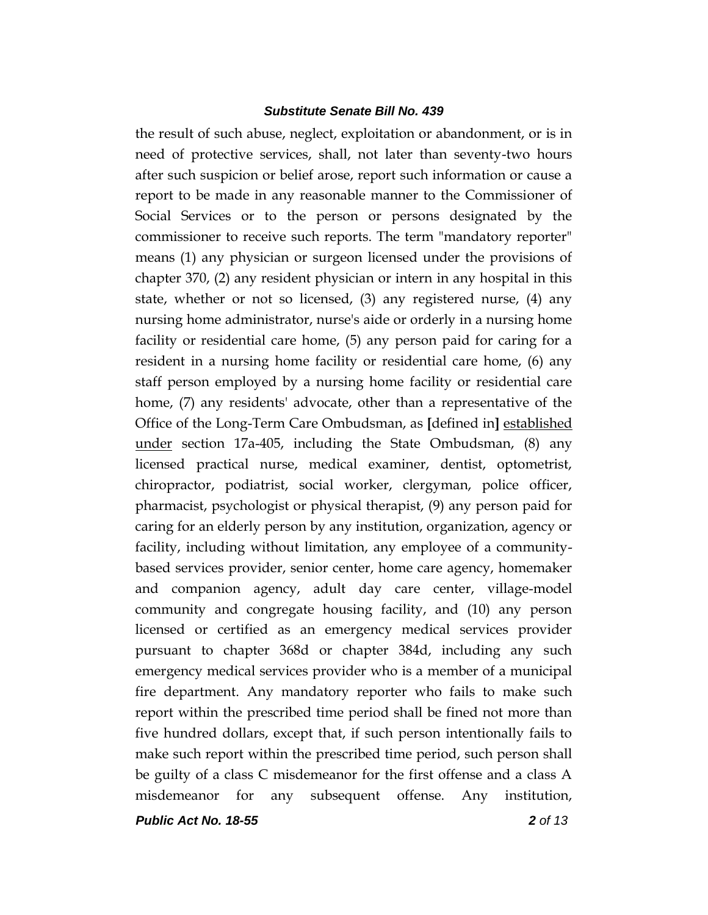the result of such abuse, neglect, exploitation or abandonment, or is in need of protective services, shall, not later than seventy-two hours after such suspicion or belief arose, report such information or cause a report to be made in any reasonable manner to the Commissioner of Social Services or to the person or persons designated by the commissioner to receive such reports. The term "mandatory reporter" means (1) any physician or surgeon licensed under the provisions of chapter 370, (2) any resident physician or intern in any hospital in this state, whether or not so licensed, (3) any registered nurse, (4) any nursing home administrator, nurse's aide or orderly in a nursing home facility or residential care home, (5) any person paid for caring for a resident in a nursing home facility or residential care home, (6) any staff person employed by a nursing home facility or residential care home, (7) any residents' advocate, other than a representative of the Office of the Long-Term Care Ombudsman, as **[**defined in**]** <u>established under</u> section 17a-405, including the State Ombudsman, (8) any licensed practical nurse, medical examiner, dentist, optometrist, chiropractor, podiatrist, social worker, clergyman, police officer, pharmacist, psychologist or physical therapist, (9) any person paid for caring for an elderly person by any institution, organization, agency or facility, including without limitation, any employee of a community-based services provider, senior center, home care agency, homemaker and companion agency, adult day care center, village-model community and congregate housing facility, and (10) any person licensed or certified as an emergency medical services provider pursuant to chapter 368d or chapter 384d, including any such emergency medical services provider who is a member of a municipal fire department. Any mandatory reporter who fails to make such report within the prescribed time period shall be fined not more than five hundred dollars, except that, if such person intentionally fails to make such report within the prescribed time period, such person shall be guilty of a class C misdemeanor for the first offense and a class A misdemeanor for any subsequent offense. Any institution,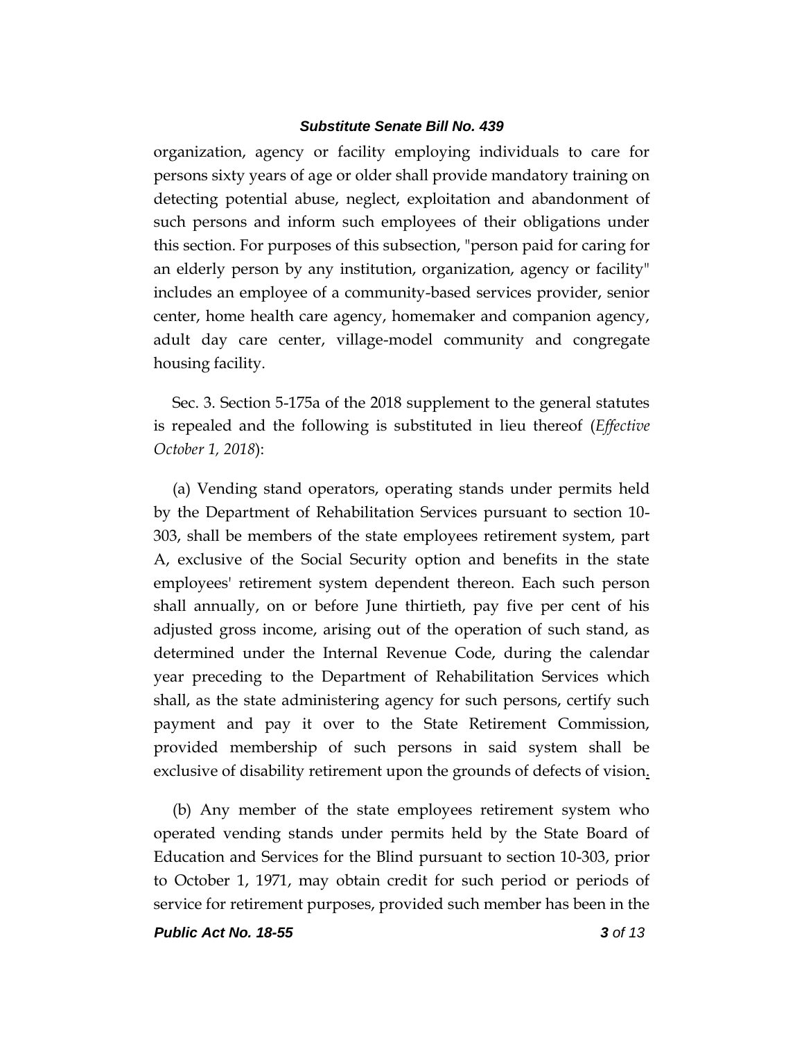organization, agency or facility employing individuals to care for persons sixty years of age or older shall provide mandatory training on detecting potential abuse, neglect, exploitation and abandonment of such persons and inform such employees of their obligations under this section. For purposes of this subsection, "person paid for caring for an elderly person by any institution, organization, agency or facility" includes an employee of a community-based services provider, senior center, home health care agency, homemaker and companion agency, adult day care center, village-model community and congregate housing facility.

Sec. 3. Section 5-175a of the 2018 supplement to the general statutes is repealed and the following is substituted in lieu thereof (*Effective October 1, 2018*):

(a) Vending stand operators, operating stands under permits held by the Department of Rehabilitation Services pursuant to section 10-303, shall be members of the state employees retirement system, part A, exclusive of the Social Security option and benefits in the state employees' retirement system dependent thereon. Each such person shall annually, on or before June thirtieth, pay five per cent of his adjusted gross income, arising out of the operation of such stand, as determined under the Internal Revenue Code, during the calendar year preceding to the Department of Rehabilitation Services which shall, as the state administering agency for such persons, certify such payment and pay it over to the State Retirement Commission, provided membership of such persons in said system shall be exclusive of disability retirement upon the grounds of defects of vision.

(b) Any member of the state employees retirement system who operated vending stands under permits held by the State Board of Education and Services for the Blind pursuant to section 10-303, prior to October 1, 1971, may obtain credit for such period or periods of service for retirement purposes, provided such member has been in the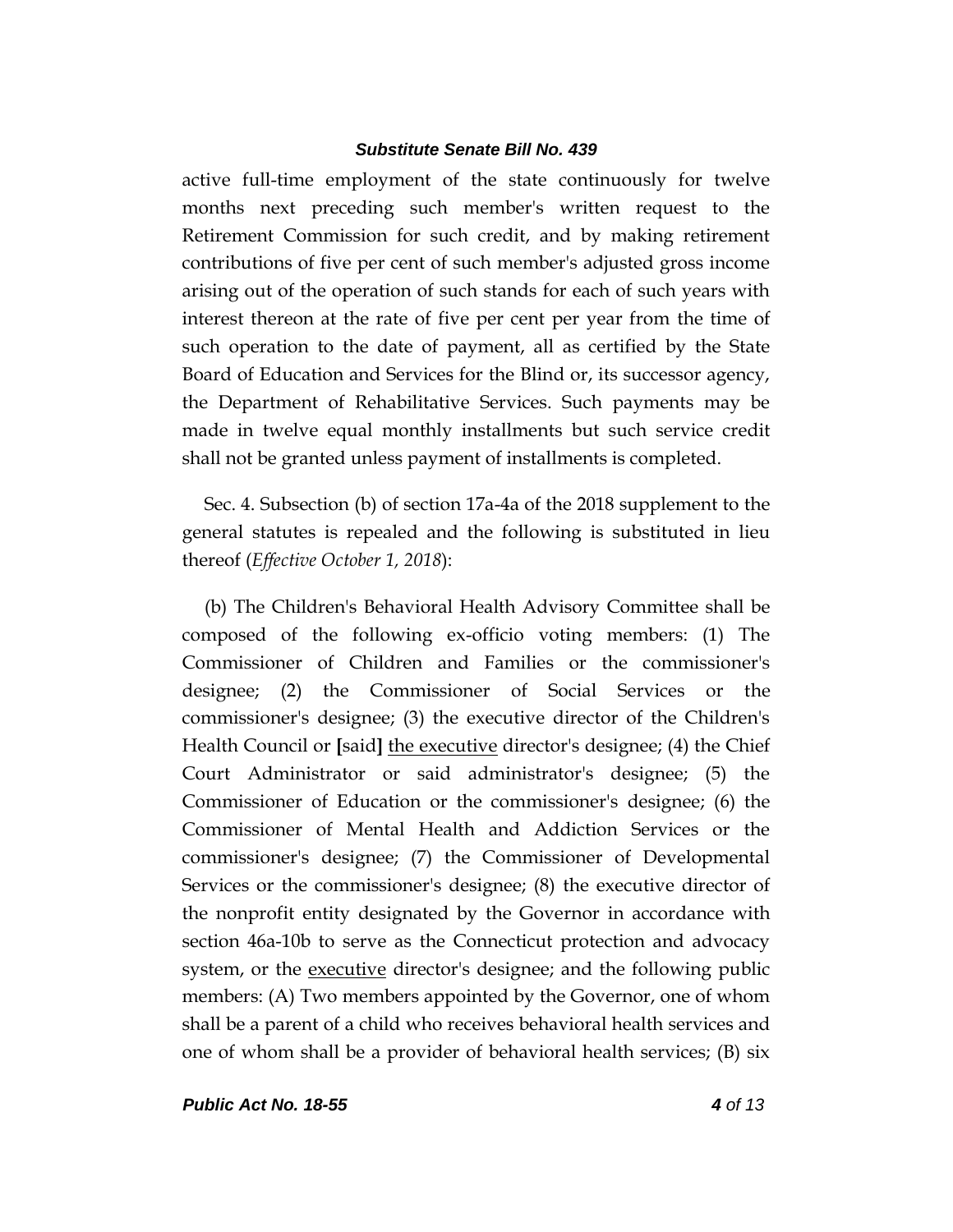active full-time employment of the state continuously for twelve months next preceding such member's written request to the Retirement Commission for such credit, and by making retirement contributions of five per cent of such member's adjusted gross income arising out of the operation of such stands for each of such years with interest thereon at the rate of five per cent per year from the time of such operation to the date of payment, all as certified by the State Board of Education and Services for the Blind or, its successor agency, the Department of Rehabilitative Services. Such payments may be made in twelve equal monthly installments but such service credit shall not be granted unless payment of installments is completed.

Sec. 4. Subsection (b) of section 17a-4a of the 2018 supplement to the general statutes is repealed and the following is substituted in lieu thereof (*Effective October 1, 2018*):

(b) The Children's Behavioral Health Advisory Committee shall be composed of the following ex-officio voting members: (1) The Commissioner of Children and Families or the commissioner's designee; (2) the Commissioner of Social Services or the commissioner's designee; (3) the executive director of the Children's Health Council or **[**said**]** <u>the executive</u> director's designee; (4) the Chief Court Administrator or said administrator's designee; (5) the Commissioner of Education or the commissioner's designee; (6) the Commissioner of Mental Health and Addiction Services or the commissioner's designee; (7) the Commissioner of Developmental Services or the commissioner's designee; (8) the executive director of the nonprofit entity designated by the Governor in accordance with section 46a-10b to serve as the Connecticut protection and advocacy system, or the <u>executive</u> director's designee; and the following public members: (A) Two members appointed by the Governor, one of whom shall be a parent of a child who receives behavioral health services and one of whom shall be a provider of behavioral health services; (B) six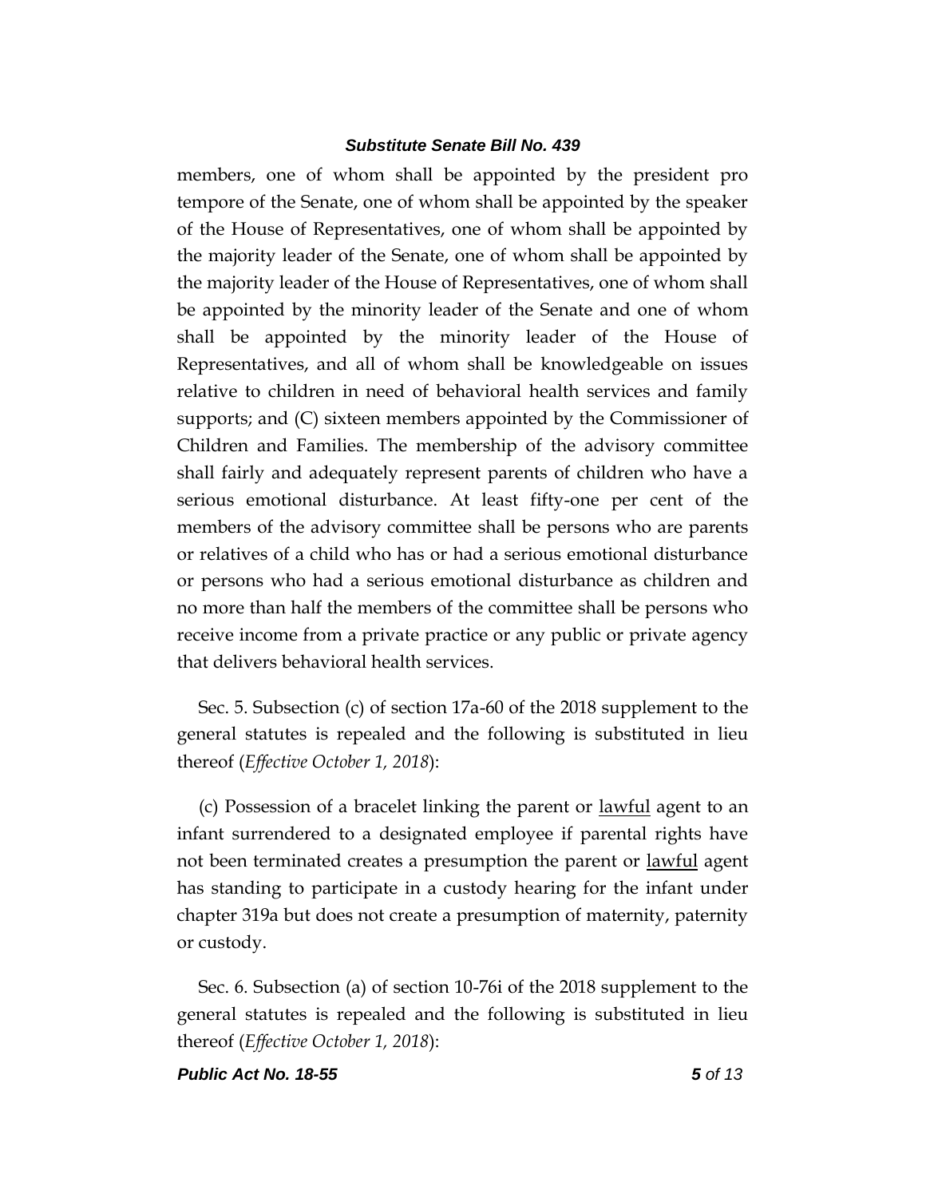members, one of whom shall be appointed by the president pro tempore of the Senate, one of whom shall be appointed by the speaker of the House of Representatives, one of whom shall be appointed by the majority leader of the Senate, one of whom shall be appointed by the majority leader of the House of Representatives, one of whom shall be appointed by the minority leader of the Senate and one of whom shall be appointed by the minority leader of the House of Representatives, and all of whom shall be knowledgeable on issues relative to children in need of behavioral health services and family supports; and (C) sixteen members appointed by the Commissioner of Children and Families. The membership of the advisory committee shall fairly and adequately represent parents of children who have a serious emotional disturbance. At least fifty-one per cent of the members of the advisory committee shall be persons who are parents or relatives of a child who has or had a serious emotional disturbance or persons who had a serious emotional disturbance as children and no more than half the members of the committee shall be persons who receive income from a private practice or any public or private agency that delivers behavioral health services.

Sec. 5. Subsection (c) of section 17a-60 of the 2018 supplement to the general statutes is repealed and the following is substituted in lieu thereof (*Effective October 1, 2018*):

(c) Possession of a bracelet linking the parent or <u>lawful</u> agent to an infant surrendered to a designated employee if parental rights have not been terminated creates a presumption the parent or <u>lawful</u> agent has standing to participate in a custody hearing for the infant under chapter 319a but does not create a presumption of maternity, paternity or custody.

Sec. 6. Subsection (a) of section 10-76i of the 2018 supplement to the general statutes is repealed and the following is substituted in lieu thereof (*Effective October 1, 2018*):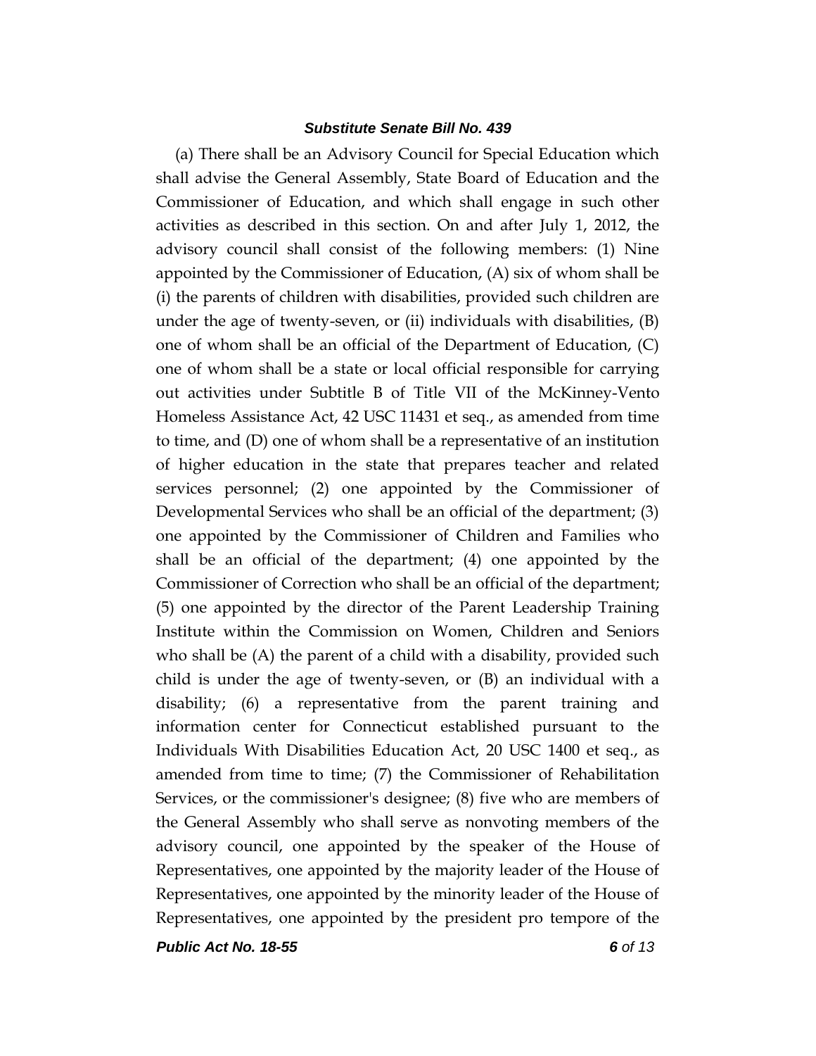(a) There shall be an Advisory Council for Special Education which shall advise the General Assembly, State Board of Education and the Commissioner of Education, and which shall engage in such other activities as described in this section. On and after July 1, 2012, the advisory council shall consist of the following members: (1) Nine appointed by the Commissioner of Education, (A) six of whom shall be (i) the parents of children with disabilities, provided such children are under the age of twenty-seven, or (ii) individuals with disabilities, (B) one of whom shall be an official of the Department of Education, (C) one of whom shall be a state or local official responsible for carrying out activities under Subtitle B of Title VII of the McKinney-Vento Homeless Assistance Act, 42 USC 11431 et seq., as amended from time to time, and (D) one of whom shall be a representative of an institution of higher education in the state that prepares teacher and related services personnel; (2) one appointed by the Commissioner of Developmental Services who shall be an official of the department; (3) one appointed by the Commissioner of Children and Families who shall be an official of the department; (4) one appointed by the Commissioner of Correction who shall be an official of the department; (5) one appointed by the director of the Parent Leadership Training Institute within the Commission on Women, Children and Seniors who shall be (A) the parent of a child with a disability, provided such child is under the age of twenty-seven, or (B) an individual with a disability; (6) a representative from the parent training and information center for Connecticut established pursuant to the Individuals With Disabilities Education Act, 20 USC 1400 et seq., as amended from time to time; (7) the Commissioner of Rehabilitation Services, or the commissioner's designee; (8) five who are members of the General Assembly who shall serve as nonvoting members of the advisory council, one appointed by the speaker of the House of Representatives, one appointed by the majority leader of the House of Representatives, one appointed by the minority leader of the House of Representatives, one appointed by the president pro tempore of the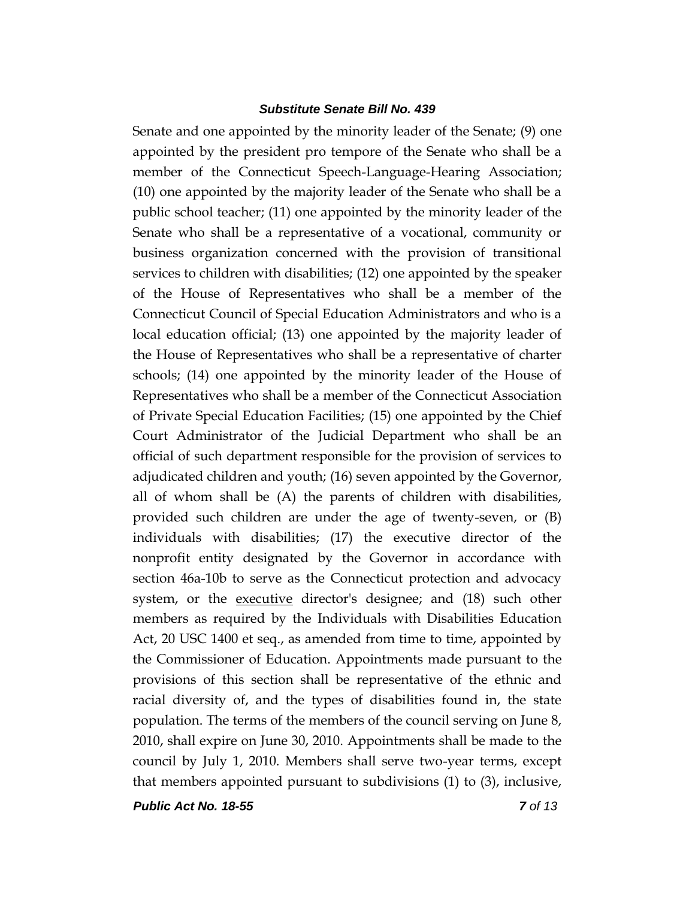Senate and one appointed by the minority leader of the Senate; (9) one appointed by the president pro tempore of the Senate who shall be a member of the Connecticut Speech-Language-Hearing Association; (10) one appointed by the majority leader of the Senate who shall be a public school teacher; (11) one appointed by the minority leader of the Senate who shall be a representative of a vocational, community or business organization concerned with the provision of transitional services to children with disabilities; (12) one appointed by the speaker of the House of Representatives who shall be a member of the Connecticut Council of Special Education Administrators and who is a local education official; (13) one appointed by the majority leader of the House of Representatives who shall be a representative of charter schools; (14) one appointed by the minority leader of the House of Representatives who shall be a member of the Connecticut Association of Private Special Education Facilities; (15) one appointed by the Chief Court Administrator of the Judicial Department who shall be an official of such department responsible for the provision of services to adjudicated children and youth; (16) seven appointed by the Governor, all of whom shall be (A) the parents of children with disabilities, provided such children are under the age of twenty-seven, or (B) individuals with disabilities; (17) the executive director of the nonprofit entity designated by the Governor in accordance with section 46a-10b to serve as the Connecticut protection and advocacy system, or the executive director's designee; and (18) such other members as required by the Individuals with Disabilities Education Act, 20 USC 1400 et seq., as amended from time to time, appointed by the Commissioner of Education. Appointments made pursuant to the provisions of this section shall be representative of the ethnic and racial diversity of, and the types of disabilities found in, the state population. The terms of the members of the council serving on June 8, 2010, shall expire on June 30, 2010. Appointments shall be made to the council by July 1, 2010. Members shall serve two-year terms, except that members appointed pursuant to subdivisions (1) to (3), inclusive,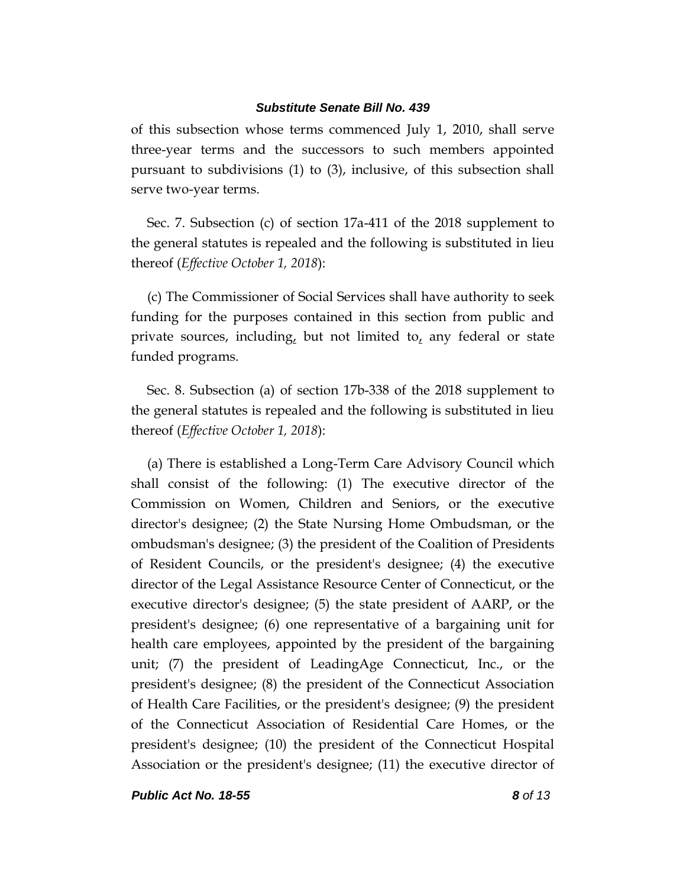of this subsection whose terms commenced July 1, 2010, shall serve three-year terms and the successors to such members appointed pursuant to subdivisions (1) to (3), inclusive, of this subsection shall serve two-year terms.

Sec. 7. Subsection (c) of section 17a-411 of the 2018 supplement to the general statutes is repealed and the following is substituted in lieu thereof (*Effective October 1, 2018*):

(c) The Commissioner of Social Services shall have authority to seek funding for the purposes contained in this section from public and private sources, including, but not limited to, any federal or state funded programs.

Sec. 8. Subsection (a) of section 17b-338 of the 2018 supplement to the general statutes is repealed and the following is substituted in lieu thereof (*Effective October 1, 2018*):

(a) There is established a Long-Term Care Advisory Council which shall consist of the following: (1) The executive director of the Commission on Women, Children and Seniors, or the executive director's designee; (2) the State Nursing Home Ombudsman, or the ombudsman's designee; (3) the president of the Coalition of Presidents of Resident Councils, or the president's designee; (4) the executive director of the Legal Assistance Resource Center of Connecticut, or the executive director's designee; (5) the state president of AARP, or the president's designee; (6) one representative of a bargaining unit for health care employees, appointed by the president of the bargaining unit; (7) the president of LeadingAge Connecticut, Inc., or the president's designee; (8) the president of the Connecticut Association of Health Care Facilities, or the president's designee; (9) the president of the Connecticut Association of Residential Care Homes, or the president's designee; (10) the president of the Connecticut Hospital Association or the president's designee; (11) the executive director of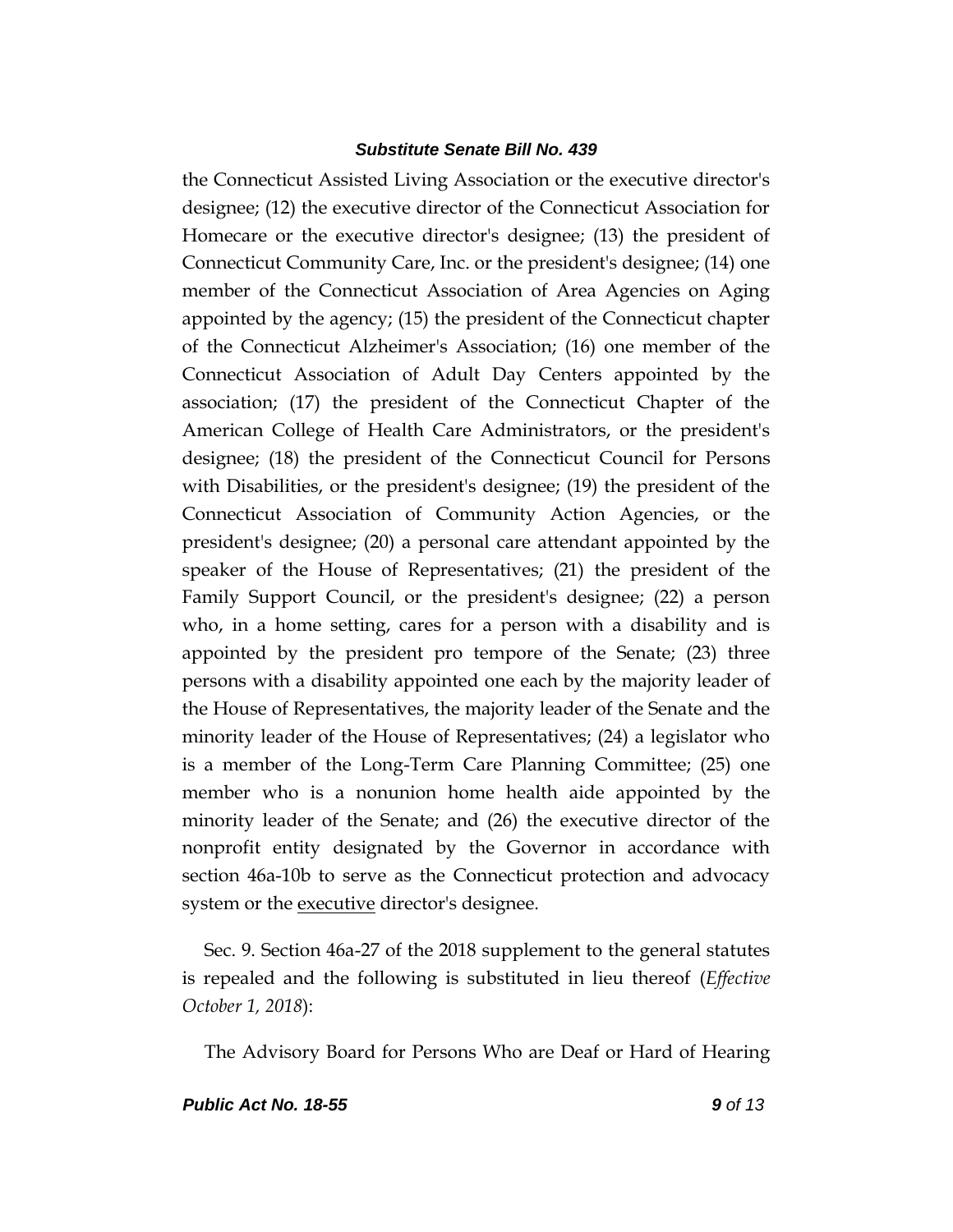the Connecticut Assisted Living Association or the executive director's designee; (12) the executive director of the Connecticut Association for Homecare or the executive director's designee; (13) the president of Connecticut Community Care, Inc. or the president's designee; (14) one member of the Connecticut Association of Area Agencies on Aging appointed by the agency; (15) the president of the Connecticut chapter of the Connecticut Alzheimer's Association; (16) one member of the Connecticut Association of Adult Day Centers appointed by the association; (17) the president of the Connecticut Chapter of the American College of Health Care Administrators, or the president's designee; (18) the president of the Connecticut Council for Persons with Disabilities, or the president's designee; (19) the president of the Connecticut Association of Community Action Agencies, or the president's designee; (20) a personal care attendant appointed by the speaker of the House of Representatives; (21) the president of the Family Support Council, or the president's designee; (22) a person who, in a home setting, cares for a person with a disability and is appointed by the president pro tempore of the Senate; (23) three persons with a disability appointed one each by the majority leader of the House of Representatives, the majority leader of the Senate and the minority leader of the House of Representatives; (24) a legislator who is a member of the Long-Term Care Planning Committee; (25) one member who is a nonunion home health aide appointed by the minority leader of the Senate; and (26) the executive director of the nonprofit entity designated by the Governor in accordance with section 46a-10b to serve as the Connecticut protection and advocacy system or the <u>executive</u> director's designee.

Sec. 9. Section 46a-27 of the 2018 supplement to the general statutes is repealed and the following is substituted in lieu thereof (*Effective October 1, 2018*):

The Advisory Board for Persons Who are Deaf or Hard of Hearing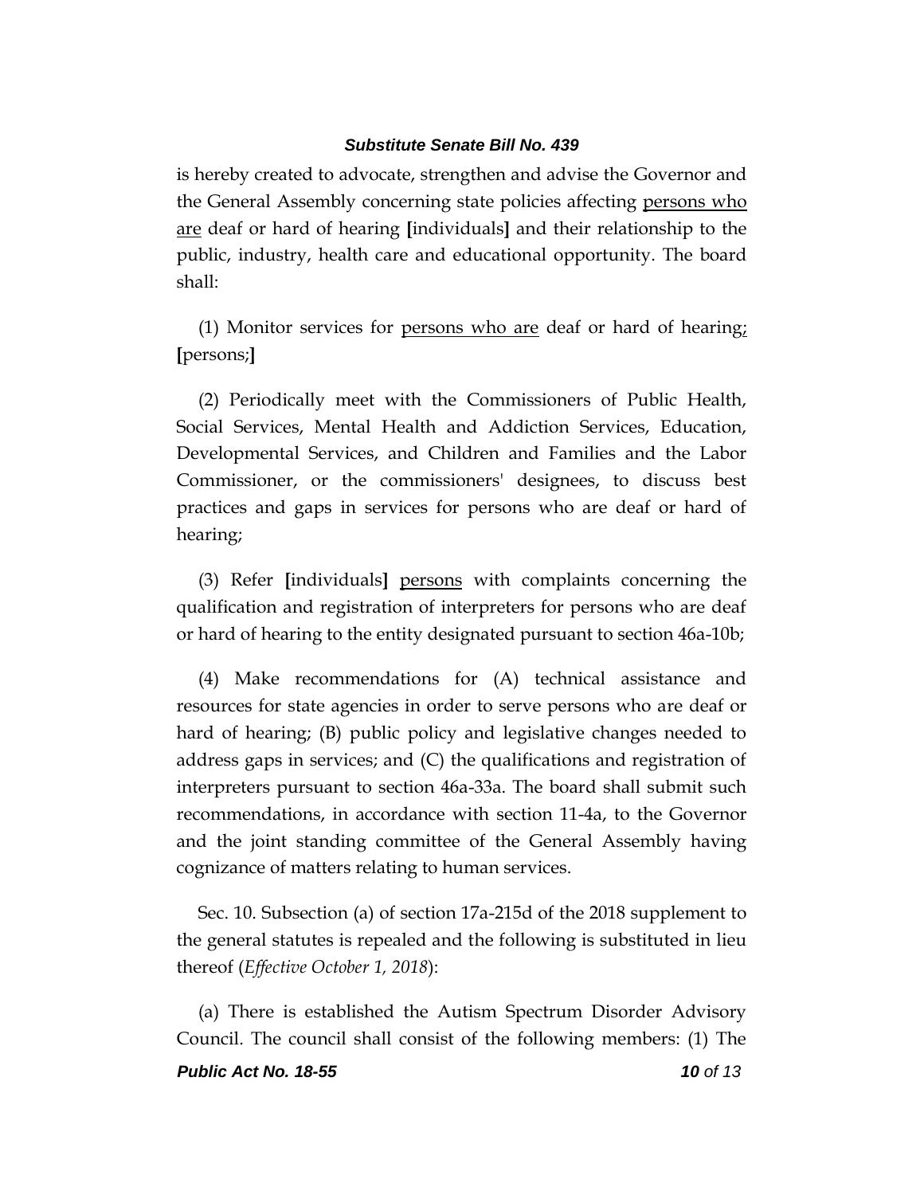is hereby created to advocate, strengthen and advise the Governor and the General Assembly concerning state policies affecting <u>persons who are</u> deaf or hard of hearing **[**individuals**]** and their relationship to the public, industry, health care and educational opportunity. The board shall:

(1) Monitor services for <u>persons who are</u> deaf or hard of hearing<u>;</u> **[**persons;**]**

(2) Periodically meet with the Commissioners of Public Health, Social Services, Mental Health and Addiction Services, Education, Developmental Services, and Children and Families and the Labor Commissioner, or the commissioners' designees, to discuss best practices and gaps in services for persons who are deaf or hard of hearing;

(3) Refer **[**individuals**]** <u>persons</u> with complaints concerning the qualification and registration of interpreters for persons who are deaf or hard of hearing to the entity designated pursuant to section 46a-10b;

(4) Make recommendations for (A) technical assistance and resources for state agencies in order to serve persons who are deaf or hard of hearing; (B) public policy and legislative changes needed to address gaps in services; and (C) the qualifications and registration of interpreters pursuant to section 46a-33a. The board shall submit such recommendations, in accordance with section 11-4a, to the Governor and the joint standing committee of the General Assembly having cognizance of matters relating to human services.

Sec. 10. Subsection (a) of section 17a-215d of the 2018 supplement to the general statutes is repealed and the following is substituted in lieu thereof (*Effective October 1, 2018*):

(a) There is established the Autism Spectrum Disorder Advisory Council. The council shall consist of the following members: (1) The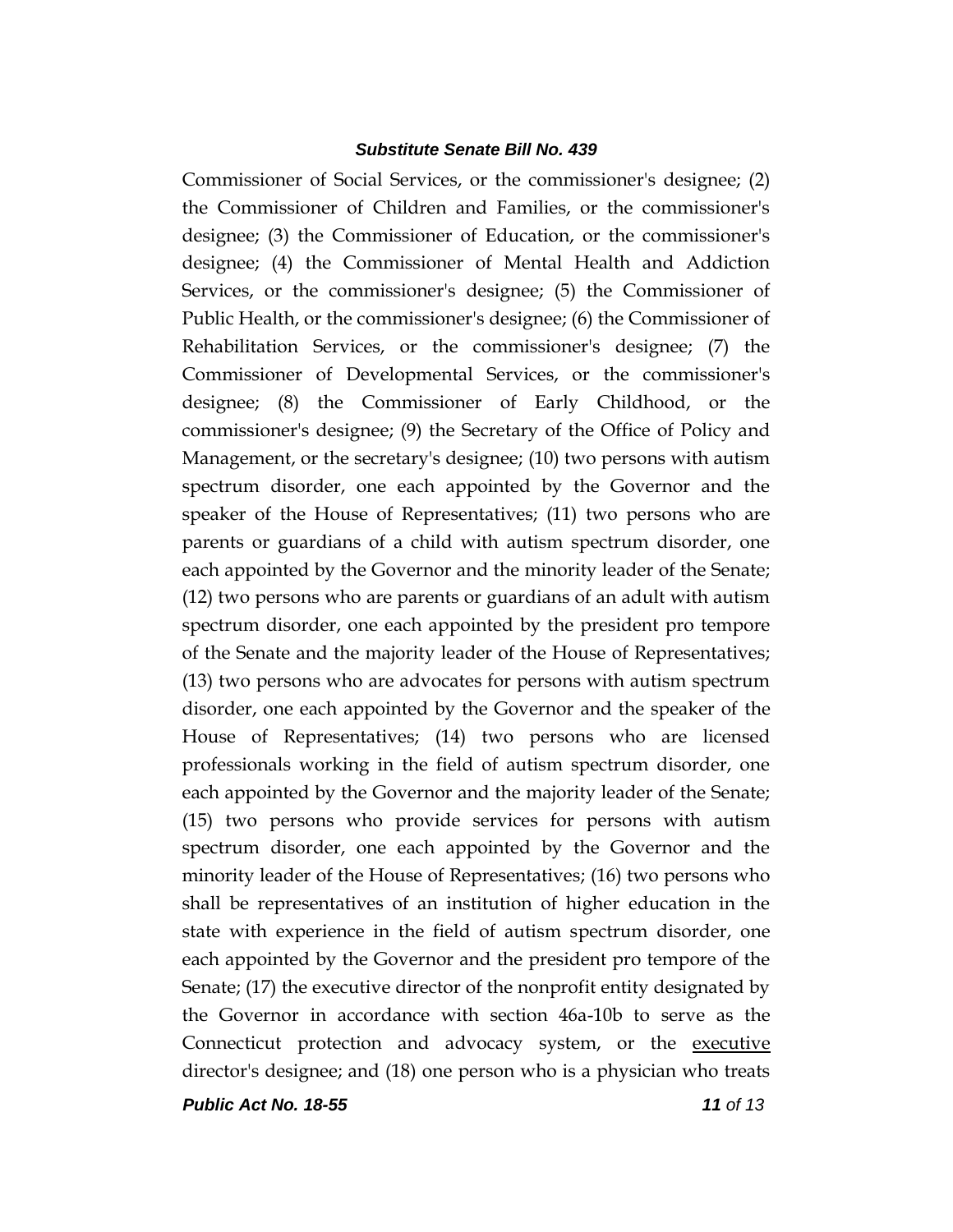Commissioner of Social Services, or the commissioner's designee; (2) the Commissioner of Children and Families, or the commissioner's designee; (3) the Commissioner of Education, or the commissioner's designee; (4) the Commissioner of Mental Health and Addiction Services, or the commissioner's designee; (5) the Commissioner of Public Health, or the commissioner's designee; (6) the Commissioner of Rehabilitation Services, or the commissioner's designee; (7) the Commissioner of Developmental Services, or the commissioner's designee; (8) the Commissioner of Early Childhood, or the commissioner's designee; (9) the Secretary of the Office of Policy and Management, or the secretary's designee; (10) two persons with autism spectrum disorder, one each appointed by the Governor and the speaker of the House of Representatives; (11) two persons who are parents or guardians of a child with autism spectrum disorder, one each appointed by the Governor and the minority leader of the Senate; (12) two persons who are parents or guardians of an adult with autism spectrum disorder, one each appointed by the president pro tempore of the Senate and the majority leader of the House of Representatives; (13) two persons who are advocates for persons with autism spectrum disorder, one each appointed by the Governor and the speaker of the House of Representatives; (14) two persons who are licensed professionals working in the field of autism spectrum disorder, one each appointed by the Governor and the majority leader of the Senate; (15) two persons who provide services for persons with autism spectrum disorder, one each appointed by the Governor and the minority leader of the House of Representatives; (16) two persons who shall be representatives of an institution of higher education in the state with experience in the field of autism spectrum disorder, one each appointed by the Governor and the president pro tempore of the Senate; (17) the executive director of the nonprofit entity designated by the Governor in accordance with section 46a-10b to serve as the Connecticut protection and advocacy system, or the <u>executive</u> director's designee; and (18) one person who is a physician who treats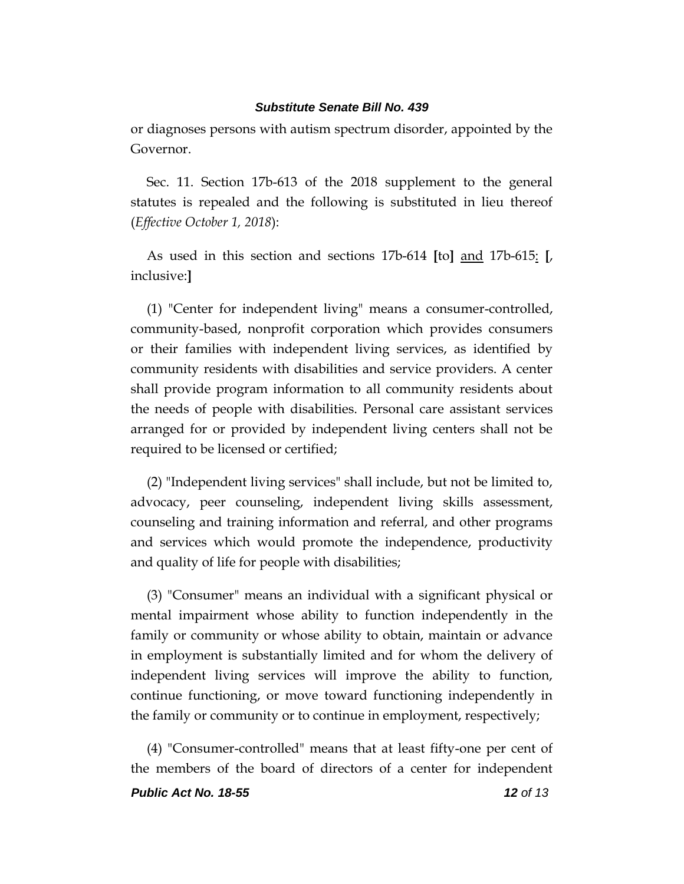or diagnoses persons with autism spectrum disorder, appointed by the Governor.

Sec. 11. Section 17b-613 of the 2018 supplement to the general statutes is repealed and the following is substituted in lieu thereof (*Effective October 1, 2018*):

As used in this section and sections 17b-614 **[**to**]** <u>and</u> 17b-615<u>:</u> **[**, inclusive:**]**

(1) "Center for independent living" means a consumer-controlled, community-based, nonprofit corporation which provides consumers or their families with independent living services, as identified by community residents with disabilities and service providers. A center shall provide program information to all community residents about the needs of people with disabilities. Personal care assistant services arranged for or provided by independent living centers shall not be required to be licensed or certified;

(2) "Independent living services" shall include, but not be limited to, advocacy, peer counseling, independent living skills assessment, counseling and training information and referral, and other programs and services which would promote the independence, productivity and quality of life for people with disabilities;

(3) "Consumer" means an individual with a significant physical or mental impairment whose ability to function independently in the family or community or whose ability to obtain, maintain or advance in employment is substantially limited and for whom the delivery of independent living services will improve the ability to function, continue functioning, or move toward functioning independently in the family or community or to continue in employment, respectively;

(4) "Consumer-controlled" means that at least fifty-one per cent of the members of the board of directors of a center for independent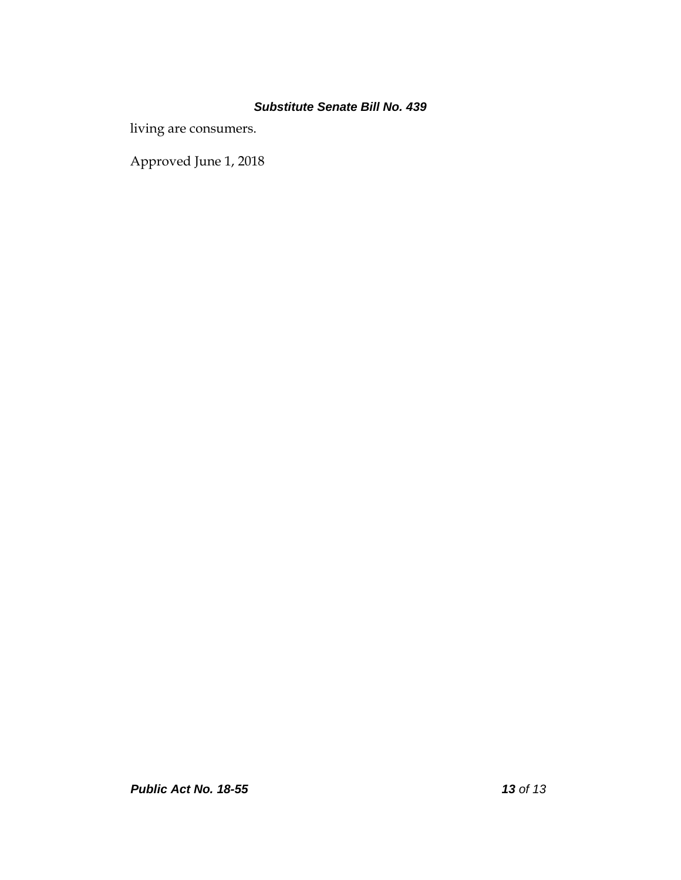living are consumers.

Approved June 1, 2018